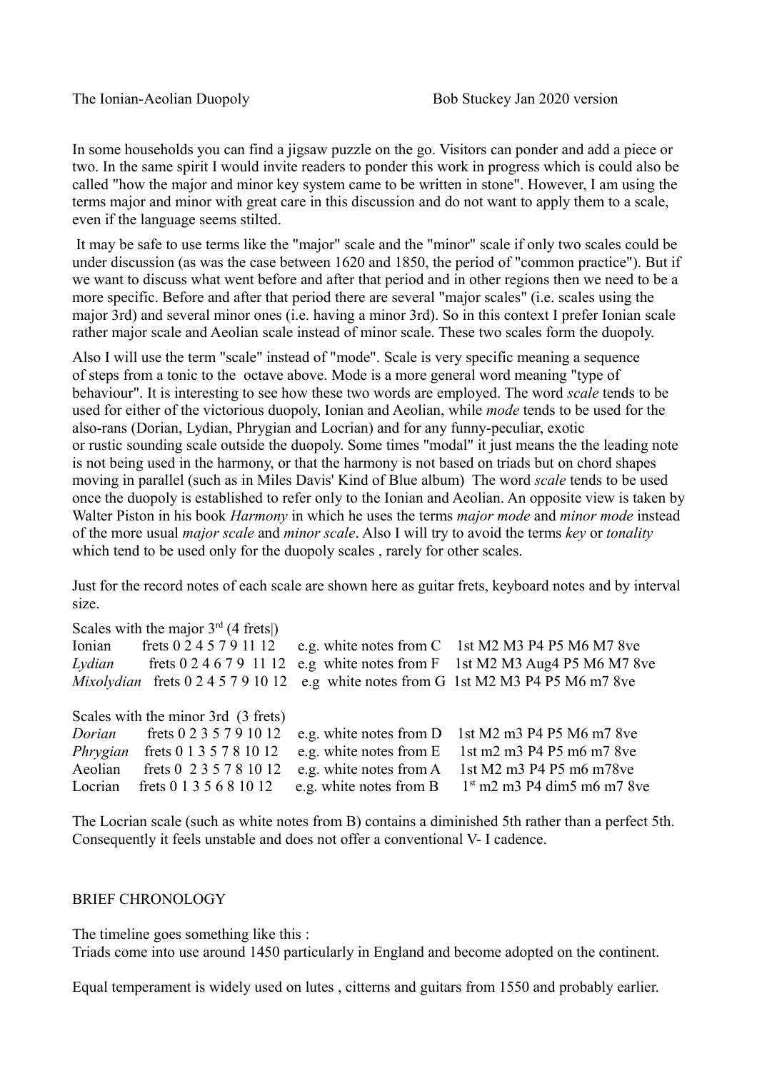The Ionian-Aeolian Duopoly    Bob Stuckey Jan 2020 version

In some households you can find a jigsaw puzzle on the go. Visitors can ponder and add a piece or two. In the same spirit I would invite readers to ponder this work in progress which is could also be called "how the major and minor key system came to be written in stone". However, I am using the terms major and minor with great care in this discussion and do not want to apply them to a scale, even if the language seems stilted.

It may be safe to use terms like the "major" scale and the "minor" scale if only two scales could be under discussion (as was the case between 1620 and 1850, the period of "common practice"). But if we want to discuss what went before and after that period and in other regions then we need to be a more specific. Before and after that period there are several "major scales" (i.e. scales using the major 3rd) and several minor ones (i.e. having a minor 3rd). So in this context I prefer Ionian scale rather major scale and Aeolian scale instead of minor scale. These two scales form the duopoly.

Also I will use the term "scale" instead of "mode". Scale is very specific meaning a sequence of steps from a tonic to the octave above. Mode is a more general word meaning "type of behaviour". It is interesting to see how these two words are employed. The word *scale* tends to be used for either of the victorious duopoly, Ionian and Aeolian, while *mode* tends to be used for the also-rans (Dorian, Lydian, Phrygian and Locrian) and for any funny-peculiar, exotic or rustic sounding scale outside the duopoly. Some times "modal" it just means the the leading note is not being used in the harmony, or that the harmony is not based on triads but on chord shapes moving in parallel (such as in Miles Davis' Kind of Blue album) The word *scale* tends to be used once the duopoly is established to refer only to the Ionian and Aeolian. An opposite view is taken by Walter Piston in his book *Harmony* in which he uses the terms *major mode* and *minor mode* instead of the more usual *major scale* and *minor scale*. Also I will try to avoid the terms *key* or *tonality* which tend to be used only for the duopoly scales , rarely for other scales.

Just for the record notes of each scale are shown here as guitar frets, keyboard notes and by interval size.

Scales with the major 3rd (4 frets|)

| | | | |
|---|---|---|---|
| Ionian | frets 0 2 4 5 7 9 11 12 | e.g. white notes from C | 1st M2 M3 P4 P5 M6 M7 8ve |
| *Lydian* | frets 0 2 4 6 7 9 11 12 | e.g white notes from F | 1st M2 M3 Aug4 P5 M6 M7 8ve |
| *Mixolydian* | frets 0 2 4 5 7 9 10 12 | e.g white notes from G | 1st M2 M3 P4 P5 M6 m7 8ve |

Scales with the minor 3rd (3 frets)

| | | | |
|---|---|---|---|
| *Dorian* | frets 0 2 3 5 7 9 10 12 | e.g. white notes from D | 1st M2 m3 P4 P5 M6 m7 8ve |
| *Phrygian* | frets 0 1 3 5 7 8 10 12 | e.g. white notes from E | 1st m2 m3 P4 P5 m6 m7 8ve |
| Aeolian | frets 0 2 3 5 7 8 10 12 | e.g. white notes from A | 1st M2 m3 P4 P5 m6 m78ve |
| Locrian | frets 0 1 3 5 6 8 10 12 | e.g. white notes from B | 1st m2 m3 P4 dim5 m6 m7 8ve |

The Locrian scale (such as white notes from B) contains a diminished 5th rather than a perfect 5th. Consequently it feels unstable and does not offer a conventional V- I cadence.

BRIEF CHRONOLOGY

The timeline goes something like this :
Triads come into use around 1450 particularly in England and become adopted on the continent.

Equal temperament is widely used on lutes , citterns and guitars from 1550 and probably earlier.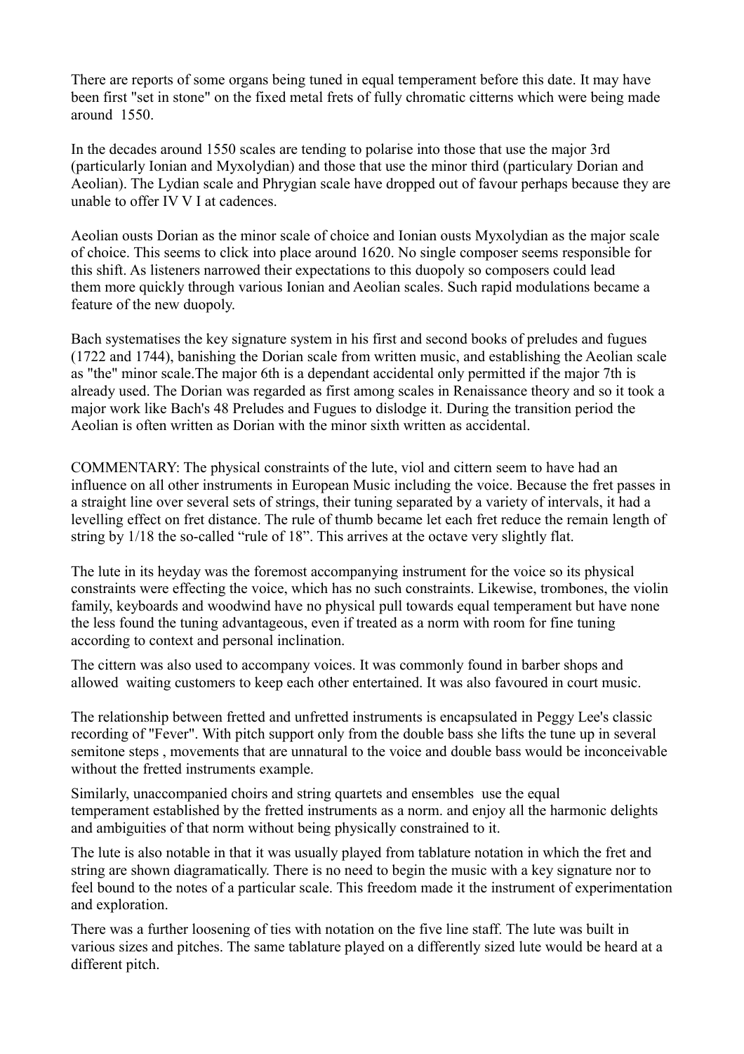There are reports of some organs being tuned in equal temperament before this date. It may have been first "set in stone" on the fixed metal frets of fully chromatic citterns which were being made around 1550.

In the decades around 1550 scales are tending to polarise into those that use the major 3rd (particularly Ionian and Myxolydian) and those that use the minor third (particulary Dorian and Aeolian). The Lydian scale and Phrygian scale have dropped out of favour perhaps because they are unable to offer IV V I at cadences.

Aeolian ousts Dorian as the minor scale of choice and Ionian ousts Myxolydian as the major scale of choice. This seems to click into place around 1620. No single composer seems responsible for this shift. As listeners narrowed their expectations to this duopoly so composers could lead them more quickly through various Ionian and Aeolian scales. Such rapid modulations became a feature of the new duopoly.

Bach systematises the key signature system in his first and second books of preludes and fugues (1722 and 1744), banishing the Dorian scale from written music, and establishing the Aeolian scale as "the" minor scale.The major 6th is a dependant accidental only permitted if the major 7th is already used. The Dorian was regarded as first among scales in Renaissance theory and so it took a major work like Bach's 48 Preludes and Fugues to dislodge it. During the transition period the Aeolian is often written as Dorian with the minor sixth written as accidental.

COMMENTARY: The physical constraints of the lute, viol and cittern seem to have had an influence on all other instruments in European Music including the voice. Because the fret passes in a straight line over several sets of strings, their tuning separated by a variety of intervals, it had a levelling effect on fret distance. The rule of thumb became let each fret reduce the remain length of string by 1/18 the so-called "rule of 18". This arrives at the octave very slightly flat.

The lute in its heyday was the foremost accompanying instrument for the voice so its physical constraints were effecting the voice, which has no such constraints. Likewise, trombones, the violin family, keyboards and woodwind have no physical pull towards equal temperament but have none the less found the tuning advantageous, even if treated as a norm with room for fine tuning according to context and personal inclination.

The cittern was also used to accompany voices. It was commonly found in barber shops and allowed waiting customers to keep each other entertained. It was also favoured in court music.

The relationship between fretted and unfretted instruments is encapsulated in Peggy Lee's classic recording of "Fever". With pitch support only from the double bass she lifts the tune up in several semitone steps , movements that are unnatural to the voice and double bass would be inconceivable without the fretted instruments example.

Similarly, unaccompanied choirs and string quartets and ensembles use the equal temperament established by the fretted instruments as a norm. and enjoy all the harmonic delights and ambiguities of that norm without being physically constrained to it.

The lute is also notable in that it was usually played from tablature notation in which the fret and string are shown diagramatically. There is no need to begin the music with a key signature nor to feel bound to the notes of a particular scale. This freedom made it the instrument of experimentation and exploration.

There was a further loosening of ties with notation on the five line staff. The lute was built in various sizes and pitches. The same tablature played on a differently sized lute would be heard at a different pitch.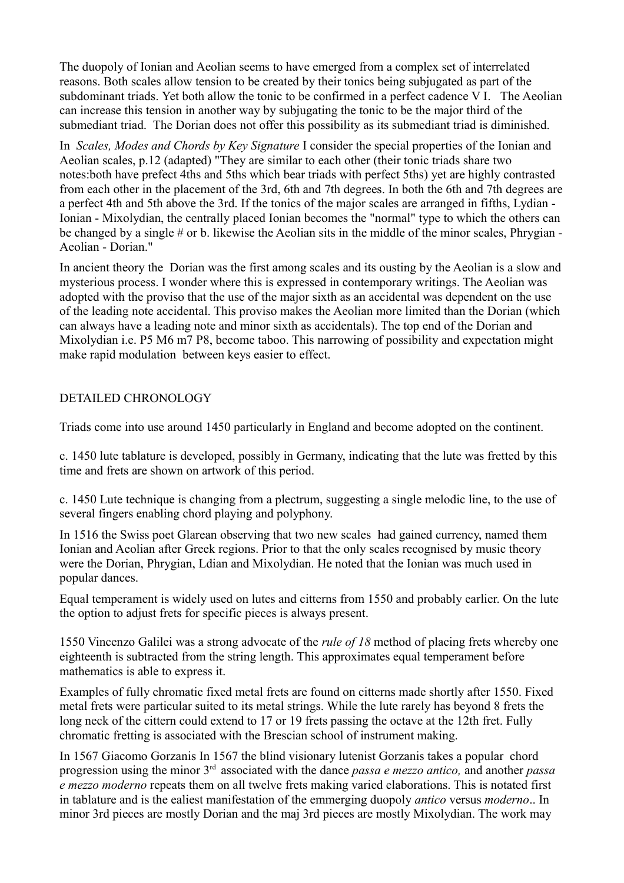The duopoly of Ionian and Aeolian seems to have emerged from a complex set of interrelated reasons. Both scales allow tension to be created by their tonics being subjugated as part of the subdominant triads. Yet both allow the tonic to be confirmed in a perfect cadence V I.  The Aeolian can increase this tension in another way by subjugating the tonic to be the major third of the submediant triad. The Dorian does not offer this possibility as its submediant triad is diminished.

In *Scales, Modes and Chords by Key Signature* I consider the special properties of the Ionian and Aeolian scales, p.12 (adapted) "They are similar to each other (their tonic triads share two notes:both have prefect 4ths and 5ths which bear triads with perfect 5ths) yet are highly contrasted from each other in the placement of the 3rd, 6th and 7th degrees. In both the 6th and 7th degrees are a perfect 4th and 5th above the 3rd. If the tonics of the major scales are arranged in fifths, Lydian - Ionian - Mixolydian, the centrally placed Ionian becomes the "normal" type to which the others can be changed by a single # or b. likewise the Aeolian sits in the middle of the minor scales, Phrygian - Aeolian - Dorian."

In ancient theory the Dorian was the first among scales and its ousting by the Aeolian is a slow and mysterious process. I wonder where this is expressed in contemporary writings. The Aeolian was adopted with the proviso that the use of the major sixth as an accidental was dependent on the use of the leading note accidental. This proviso makes the Aeolian more limited than the Dorian (which can always have a leading note and minor sixth as accidentals). The top end of the Dorian and Mixolydian i.e. P5 M6 m7 P8, become taboo. This narrowing of possibility and expectation might make rapid modulation between keys easier to effect.

## DETAILED CHRONOLOGY

Triads come into use around 1450 particularly in England and become adopted on the continent.

c. 1450 lute tablature is developed, possibly in Germany, indicating that the lute was fretted by this time and frets are shown on artwork of this period.

c. 1450 Lute technique is changing from a plectrum, suggesting a single melodic line, to the use of several fingers enabling chord playing and polyphony.

In 1516 the Swiss poet Glarean observing that two new scales had gained currency, named them Ionian and Aeolian after Greek regions. Prior to that the only scales recognised by music theory were the Dorian, Phrygian, Ldian and Mixolydian. He noted that the Ionian was much used in popular dances.

Equal temperament is widely used on lutes and citterns from 1550 and probably earlier. On the lute the option to adjust frets for specific pieces is always present.

1550 Vincenzo Galilei was a strong advocate of the *rule of 18* method of placing frets whereby one eighteenth is subtracted from the string length. This approximates equal temperament before mathematics is able to express it.

Examples of fully chromatic fixed metal frets are found on citterns made shortly after 1550. Fixed metal frets were particular suited to its metal strings. While the lute rarely has beyond 8 frets the long neck of the cittern could extend to 17 or 19 frets passing the octave at the 12th fret. Fully chromatic fretting is associated with the Brescian school of instrument making.

In 1567 Giacomo Gorzanis In 1567 the blind visionary lutenist Gorzanis takes a popular chord progression using the minor 3rd associated with the dance *passa e mezzo antico,* and another *passa e mezzo moderno* repeats them on all twelve frets making varied elaborations. This is notated first in tablature and is the ealiest manifestation of the emmerging duopoly *antico* versus *moderno*.. In minor 3rd pieces are mostly Dorian and the maj 3rd pieces are mostly Mixolydian. The work may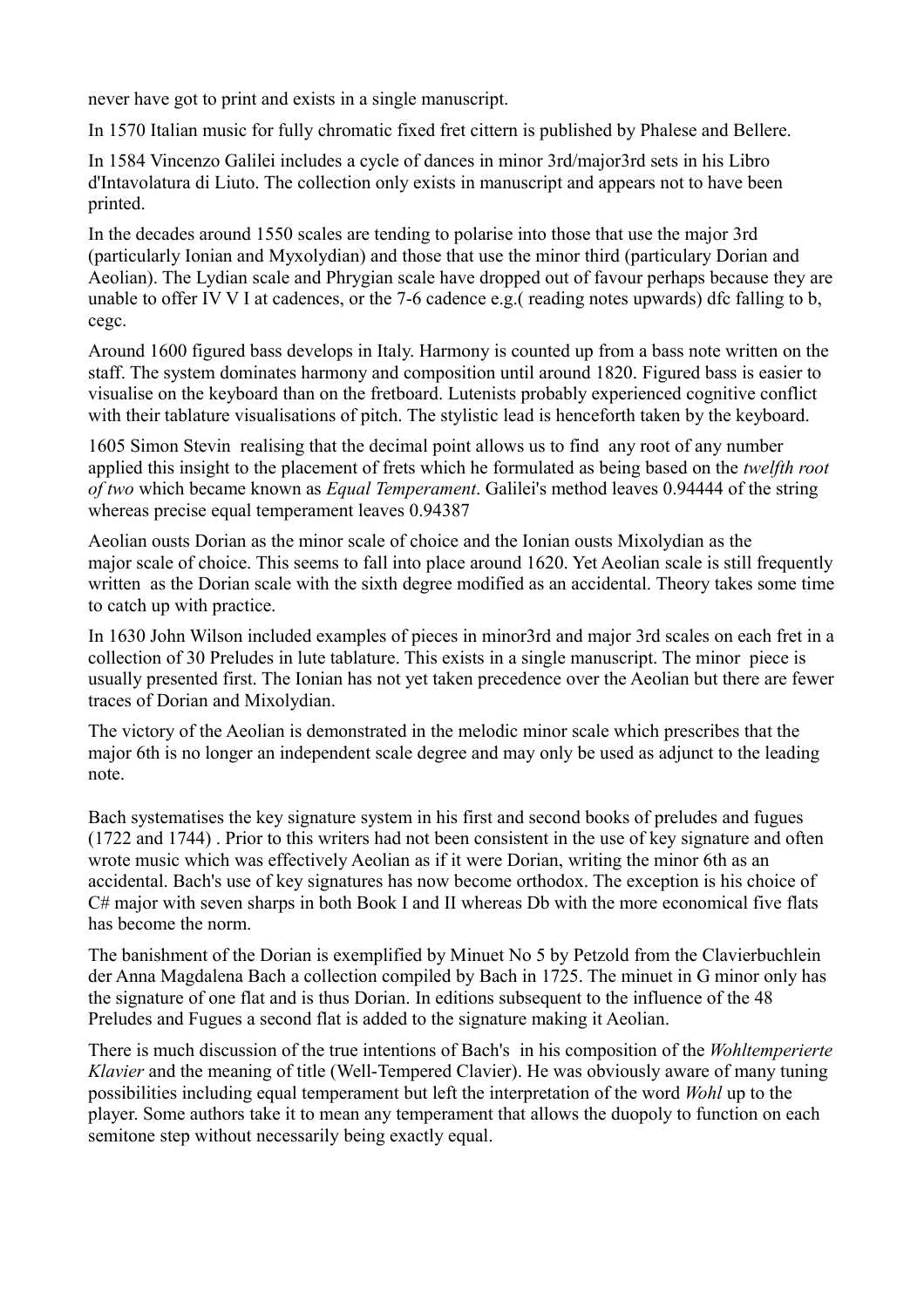never have got to print and exists in a single manuscript.

In 1570 Italian music for fully chromatic fixed fret cittern is published by Phalese and Bellere.

In 1584 Vincenzo Galilei includes a cycle of dances in minor 3rd/major3rd sets in his Libro d'Intavolatura di Liuto. The collection only exists in manuscript and appears not to have been printed.

In the decades around 1550 scales are tending to polarise into those that use the major 3rd (particularly Ionian and Myxolydian) and those that use the minor third (particulary Dorian and Aeolian). The Lydian scale and Phrygian scale have dropped out of favour perhaps because they are unable to offer IV V I at cadences, or the 7-6 cadence e.g.( reading notes upwards) dfc falling to b, cegc.

Around 1600 figured bass develops in Italy. Harmony is counted up from a bass note written on the staff. The system dominates harmony and composition until around 1820. Figured bass is easier to visualise on the keyboard than on the fretboard. Lutenists probably experienced cognitive conflict with their tablature visualisations of pitch. The stylistic lead is henceforth taken by the keyboard.

1605 Simon Stevin realising that the decimal point allows us to find any root of any number applied this insight to the placement of frets which he formulated as being based on the *twelfth root of two* which became known as *Equal Temperament*. Galilei's method leaves 0.94444 of the string whereas precise equal temperament leaves 0.94387

Aeolian ousts Dorian as the minor scale of choice and the Ionian ousts Mixolydian as the major scale of choice. This seems to fall into place around 1620. Yet Aeolian scale is still frequently written as the Dorian scale with the sixth degree modified as an accidental. Theory takes some time to catch up with practice.

In 1630 John Wilson included examples of pieces in minor3rd and major 3rd scales on each fret in a collection of 30 Preludes in lute tablature. This exists in a single manuscript. The minor piece is usually presented first. The Ionian has not yet taken precedence over the Aeolian but there are fewer traces of Dorian and Mixolydian.

The victory of the Aeolian is demonstrated in the melodic minor scale which prescribes that the major 6th is no longer an independent scale degree and may only be used as adjunct to the leading note.

Bach systematises the key signature system in his first and second books of preludes and fugues (1722 and 1744) . Prior to this writers had not been consistent in the use of key signature and often wrote music which was effectively Aeolian as if it were Dorian, writing the minor 6th as an accidental. Bach's use of key signatures has now become orthodox. The exception is his choice of C# major with seven sharps in both Book I and II whereas Db with the more economical five flats has become the norm.

The banishment of the Dorian is exemplified by Minuet No 5 by Petzold from the Clavierbuchlein der Anna Magdalena Bach a collection compiled by Bach in 1725. The minuet in G minor only has the signature of one flat and is thus Dorian. In editions subsequent to the influence of the 48 Preludes and Fugues a second flat is added to the signature making it Aeolian.

There is much discussion of the true intentions of Bach's in his composition of the *Wohltemperierte Klavier* and the meaning of title (Well-Tempered Clavier). He was obviously aware of many tuning possibilities including equal temperament but left the interpretation of the word *Wohl* up to the player. Some authors take it to mean any temperament that allows the duopoly to function on each semitone step without necessarily being exactly equal.